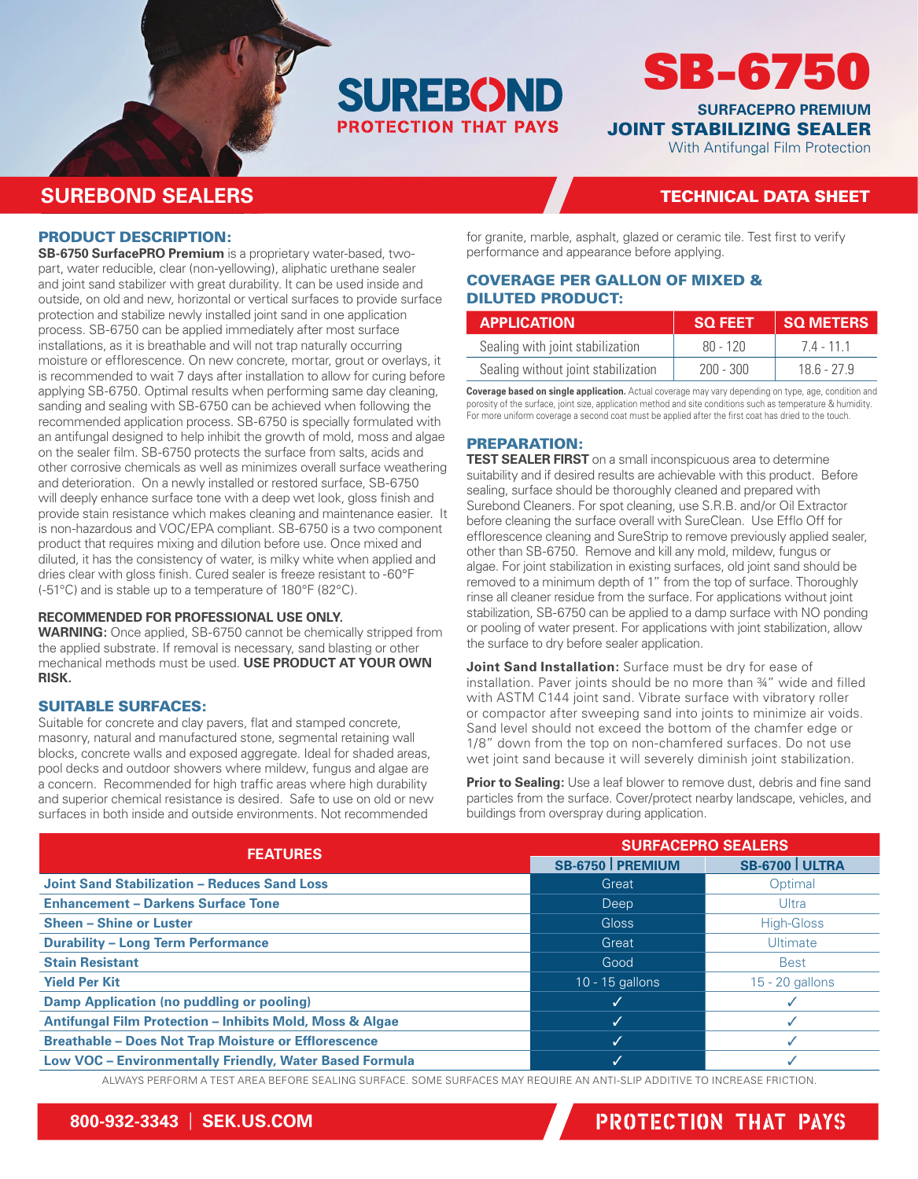# SUREBOND

PROTECTION THAT PAYS

# SB-6750

## SURFACEPRO PREMIUM JOINT STABILIZING SEALER

With Antifungal Film Protection

**SUREBOND SEALERS** — **TECHNICAL DATA SHEET**

## PRODUCT DESCRIPTION:

**SB-6750 SurfacePRO Premium** is a proprietary water-based, two-part, water reducible, clear (non-yellowing), aliphatic urethane sealer and joint sand stabilizer with great durability. It can be used inside and outside, on old and new, horizontal or vertical surfaces to provide surface protection and stabilize newly installed joint sand in one application process. SB-6750 can be applied immediately after most surface installations, as it is breathable and will not trap naturally occurring moisture or efflorescence. On new concrete, mortar, grout or overlays, it is recommended to wait 7 days after installation to allow for curing before applying SB-6750. Optimal results when performing same day cleaning, sanding and sealing with SB-6750 can be achieved when following the recommended application process. SB-6750 is specially formulated with an antifungal designed to help inhibit the growth of mold, moss and algae on the sealer film. SB-6750 protects the surface from salts, acids and other corrosive chemicals as well as minimizes overall surface weathering and deterioration. On a newly installed or restored surface, SB-6750 will deeply enhance surface tone with a deep wet look, gloss finish and provide stain resistance which makes cleaning and maintenance easier. It is non-hazardous and VOC/EPA compliant. SB-6750 is a two component product that requires mixing and dilution before use. Once mixed and diluted, it has the consistency of water, is milky white when applied and dries clear with gloss finish. Cured sealer is freeze resistant to -60°F (-51°C) and is stable up to a temperature of 180°F (82°C).

**RECOMMENDED FOR PROFESSIONAL USE ONLY.**

**WARNING:** Once applied, SB-6750 cannot be chemically stripped from the applied substrate. If removal is necessary, sand blasting or other mechanical methods must be used. **USE PRODUCT AT YOUR OWN RISK.**

## SUITABLE SURFACES:

Suitable for concrete and clay pavers, flat and stamped concrete, masonry, natural and manufactured stone, segmental retaining wall blocks, concrete walls and exposed aggregate. Ideal for shaded areas, pool decks and outdoor showers where mildew, fungus and algae are a concern. Recommended for high traffic areas where high durability and superior chemical resistance is desired. Safe to use on old or new surfaces in both inside and outside environments. Not recommended for granite, marble, asphalt, glazed or ceramic tile. Test first to verify performance and appearance before applying.

## COVERAGE PER GALLON OF MIXED & DILUTED PRODUCT:

| APPLICATION | SQ FEET | SQ METERS |
|---|---|---|
| Sealing with joint stabilization | 80 - 120 | 7.4 - 11.1 |
| Sealing without joint stabilization | 200 - 300 | 18.6 - 27.9 |

**Coverage based on single application.** Actual coverage may vary depending on type, age, condition and porosity of the surface, joint size, application method and site conditions such as temperature & humidity. For more uniform coverage a second coat must be applied after the first coat has dried to the touch.

## PREPARATION:

**TEST SEALER FIRST** on a small inconspicuous area to determine suitability and if desired results are achievable with this product. Before sealing, surface should be thoroughly cleaned and prepared with Surebond Cleaners. For spot cleaning, use S.R.B. and/or Oil Extractor before cleaning the surface overall with SureClean. Use Efflo Off for efflorescence cleaning and SureStrip to remove previously applied sealer, other than SB-6750. Remove and kill any mold, mildew, fungus or algae. For joint stabilization in existing surfaces, old joint sand should be removed to a minimum depth of 1" from the top of surface. Thoroughly rinse all cleaner residue from the surface. For applications without joint stabilization, SB-6750 can be applied to a damp surface with NO ponding or pooling of water present. For applications with joint stabilization, allow the surface to dry before sealer application.

**Joint Sand Installation:** Surface must be dry for ease of installation. Paver joints should be no more than ¾" wide and filled with ASTM C144 joint sand. Vibrate surface with vibratory roller or compactor after sweeping sand into joints to minimize air voids. Sand level should not exceed the bottom of the chamfer edge or 1/8" down from the top on non-chamfered surfaces. Do not use wet joint sand because it will severely diminish joint stabilization.

**Prior to Sealing:** Use a leaf blower to remove dust, debris and fine sand particles from the surface. Cover/protect nearby landscape, vehicles, and buildings from overspray during application.

| FEATURES | SURFACEPRO SEALERS | |
|---|---|---|
| | SB-6750 PREMIUM | SB-6700 ULTRA |
| Joint Sand Stabilization – Reduces Sand Loss | Great | Optimal |
| Enhancement – Darkens Surface Tone | Deep | Ultra |
| Sheen – Shine or Luster | Gloss | High-Gloss |
| Durability – Long Term Performance | Great | Ultimate |
| Stain Resistant | Good | Best |
| Yield Per Kit | 10 - 15 gallons | 15 - 20 gallons |
| Damp Application (no puddling or pooling) | ✓ | ✓ |
| Antifungal Film Protection – Inhibits Mold, Moss & Algae | ✓ | ✓ |
| Breathable – Does Not Trap Moisture or Efflorescence | ✓ | ✓ |
| Low VOC – Environmentally Friendly, Water Based Formula | ✓ | ✓ |

ALWAYS PERFORM A TEST AREA BEFORE SEALING SURFACE. SOME SURFACES MAY REQUIRE AN ANTI-SLIP ADDITIVE TO INCREASE FRICTION.

800-932-3343 | SEK.US.COM — PROTECTION THAT PAYS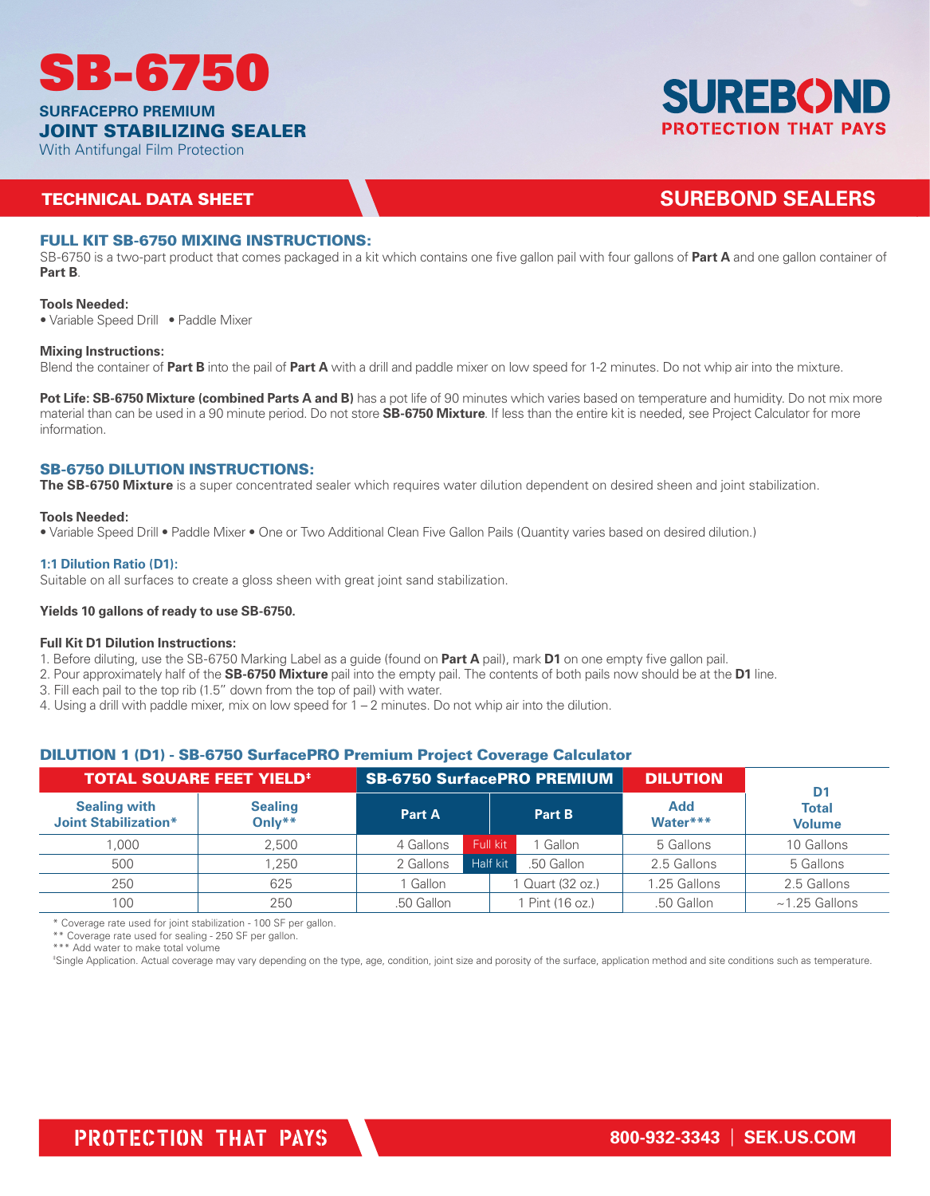# SB-6750

**SURFACEPRO PREMIUM**
**JOINT STABILIZING SEALER**
With Antifungal Film Protection

SUREBOND
PROTECTION THAT PAYS

**TECHNICAL DATA SHEET** — **SUREBOND SEALERS**

## FULL KIT SB-6750 MIXING INSTRUCTIONS:

SB-6750 is a two-part product that comes packaged in a kit which contains one five gallon pail with four gallons of **Part A** and one gallon container of **Part B**.

**Tools Needed:**
• Variable Speed Drill • Paddle Mixer

**Mixing Instructions:**
Blend the container of **Part B** into the pail of **Part A** with a drill and paddle mixer on low speed for 1-2 minutes. Do not whip air into the mixture.

**Pot Life: SB-6750 Mixture (combined Parts A and B)** has a pot life of 90 minutes which varies based on temperature and humidity. Do not mix more material than can be used in a 90 minute period. Do not store **SB-6750 Mixture**. If less than the entire kit is needed, see Project Calculator for more information.

## SB-6750 DILUTION INSTRUCTIONS:

**The SB-6750 Mixture** is a super concentrated sealer which requires water dilution dependent on desired sheen and joint stabilization.

**Tools Needed:**
• Variable Speed Drill • Paddle Mixer • One or Two Additional Clean Five Gallon Pails (Quantity varies based on desired dilution.)

### 1:1 Dilution Ratio (D1):

Suitable on all surfaces to create a gloss sheen with great joint sand stabilization.

**Yields 10 gallons of ready to use SB-6750.**

**Full Kit D1 Dilution Instructions:**
1. Before diluting, use the SB-6750 Marking Label as a guide (found on **Part A** pail), mark **D1** on one empty five gallon pail.
2. Pour approximately half of the **SB-6750 Mixture** pail into the empty pail. The contents of both pails now should be at the **D1** line.
3. Fill each pail to the top rib (1.5" down from the top of pail) with water.
4. Using a drill with paddle mixer, mix on low speed for 1 – 2 minutes. Do not whip air into the dilution.

## DILUTION 1 (D1) - SB-6750 SurfacePRO Premium Project Coverage Calculator

| TOTAL SQUARE FEET YIELD‡ | | SB-6750 SurfacePRO PREMIUM | | | DILUTION | D1 Total Volume |
|---|---|---|---|---|---|---|
| Sealing with Joint Stabilization* | Sealing Only** | Part A | | Part B | Add Water*** | |
| 1,000 | 2,500 | 4 Gallons | Full kit | 1 Gallon | 5 Gallons | 10 Gallons |
| 500 | 1,250 | 2 Gallons | Half kit | .50 Gallon | 2.5 Gallons | 5 Gallons |
| 250 | 625 | 1 Gallon | | 1 Quart (32 oz.) | 1.25 Gallons | 2.5 Gallons |
| 100 | 250 | .50 Gallon | | 1 Pint (16 oz.) | .50 Gallon | ~1.25 Gallons |

\* Coverage rate used for joint stabilization - 100 SF per gallon.
\** Coverage rate used for sealing - 250 SF per gallon.
\*** Add water to make total volume
‡Single Application. Actual coverage may vary depending on the type, age, condition, joint size and porosity of the surface, application method and site conditions such as temperature.

PROTECTION THAT PAYS — 800-932-3343 | SEK.US.COM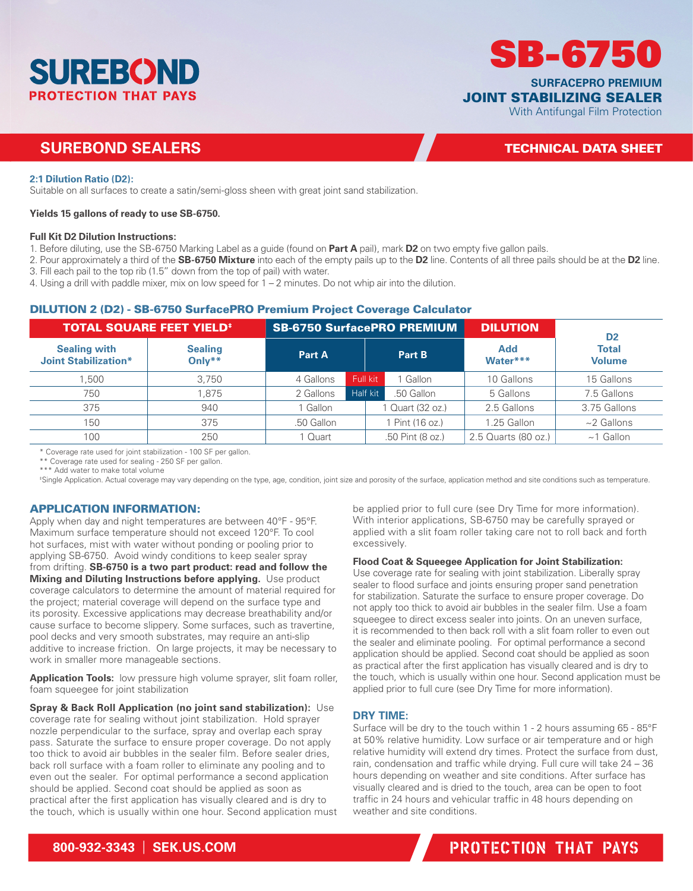# SUREBOND

PROTECTION THAT PAYS

# SB-6750

## SURFACEPRO PREMIUM JOINT STABILIZING SEALER

With Antifungal Film Protection

## SUREBOND SEALERS

TECHNICAL DATA SHEET

**2:1 Dilution Ratio (D2):**
Suitable on all surfaces to create a satin/semi-gloss sheen with great joint sand stabilization.

**Yields 15 gallons of ready to use SB-6750.**

**Full Kit D2 Dilution Instructions:**

1. Before diluting, use the SB-6750 Marking Label as a guide (found on **Part A** pail), mark **D2** on two empty five gallon pails.
2. Pour approximately a third of the **SB-6750 Mixture** into each of the empty pails up to the **D2** line. Contents of all three pails should be at the **D2** line.
3. Fill each pail to the top rib (1.5" down from the top of pail) with water.
4. Using a drill with paddle mixer, mix on low speed for 1 – 2 minutes. Do not whip air into the dilution.

### DILUTION 2 (D2) - SB-6750 SurfacePRO Premium Project Coverage Calculator

| TOTAL SQUARE FEET YIELD‡ | | SB-6750 SurfacePRO PREMIUM | | | DILUTION | D2 Total Volume |
|---|---|---|---|---|---|---|
| Sealing with Joint Stabilization* | Sealing Only** | Part A | | Part B | Add Water*** | |
| 1,500 | 3,750 | 4 Gallons | Full kit | 1 Gallon | 10 Gallons | 15 Gallons |
| 750 | 1,875 | 2 Gallons | Half kit | .50 Gallon | 5 Gallons | 7.5 Gallons |
| 375 | 940 | 1 Gallon | | 1 Quart (32 oz.) | 2.5 Gallons | 3.75 Gallons |
| 150 | 375 | .50 Gallon | | 1 Pint (16 oz.) | 1.25 Gallon | ~2 Gallons |
| 100 | 250 | 1 Quart | | .50 Pint (8 oz.) | 2.5 Quarts (80 oz.) | ~1 Gallon |

\* Coverage rate used for joint stabilization - 100 SF per gallon.
\** Coverage rate used for sealing - 250 SF per gallon.
\*** Add water to make total volume
‡Single Application. Actual coverage may vary depending on the type, age, condition, joint size and porosity of the surface, application method and site conditions such as temperature.

### APPLICATION INFORMATION:

Apply when day and night temperatures are between 40°F - 95°F. Maximum surface temperature should not exceed 120°F. To cool hot surfaces, mist with water without ponding or pooling prior to applying SB-6750. Avoid windy conditions to keep sealer spray from drifting. **SB-6750 is a two part product: read and follow the Mixing and Diluting Instructions before applying.** Use product coverage calculators to determine the amount of material required for the project; material coverage will depend on the surface type and its porosity. Excessive applications may decrease breathability and/or cause surface to become slippery. Some surfaces, such as travertine, pool decks and very smooth substrates, may require an anti-slip additive to increase friction. On large projects, it may be necessary to work in smaller more manageable sections.

**Application Tools:** low pressure high volume sprayer, slit foam roller, foam squeegee for joint stabilization

**Spray & Back Roll Application (no joint sand stabilization):** Use coverage rate for sealing without joint stabilization. Hold sprayer nozzle perpendicular to the surface, spray and overlap each spray pass. Saturate the surface to ensure proper coverage. Do not apply too thick to avoid air bubbles in the sealer film. Before sealer dries, back roll surface with a foam roller to eliminate any pooling and to even out the sealer. For optimal performance a second application should be applied. Second coat should be applied as soon as practical after the first application has visually cleared and is dry to the touch, which is usually within one hour. Second application must be applied prior to full cure (see Dry Time for more information). With interior applications, SB-6750 may be carefully sprayed or applied with a slit foam roller taking care not to roll back and forth excessively.

**Flood Coat & Squeegee Application for Joint Stabilization:** Use coverage rate for sealing with joint stabilization. Liberally spray sealer to flood surface and joints ensuring proper sand penetration for stabilization. Saturate the surface to ensure proper coverage. Do not apply too thick to avoid air bubbles in the sealer film. Use a foam squeegee to direct excess sealer into joints. On an uneven surface, it is recommended to then back roll with a slit foam roller to even out the sealer and eliminate pooling. For optimal performance a second application should be applied. Second coat should be applied as soon as practical after the first application has visually cleared and is dry to the touch, which is usually within one hour. Second application must be applied prior to full cure (see Dry Time for more information).

### DRY TIME:

Surface will be dry to the touch within 1 - 2 hours assuming 65 - 85°F at 50% relative humidity. Low surface or air temperature and or high relative humidity will extend dry times. Protect the surface from dust, rain, condensation and traffic while drying. Full cure will take 24 – 36 hours depending on weather and site conditions. After surface has visually cleared and is dried to the touch, area can be open to foot traffic in 24 hours and vehicular traffic in 48 hours depending on weather and site conditions.

800-932-3343 | SEK.US.COM

PROTECTION THAT PAYS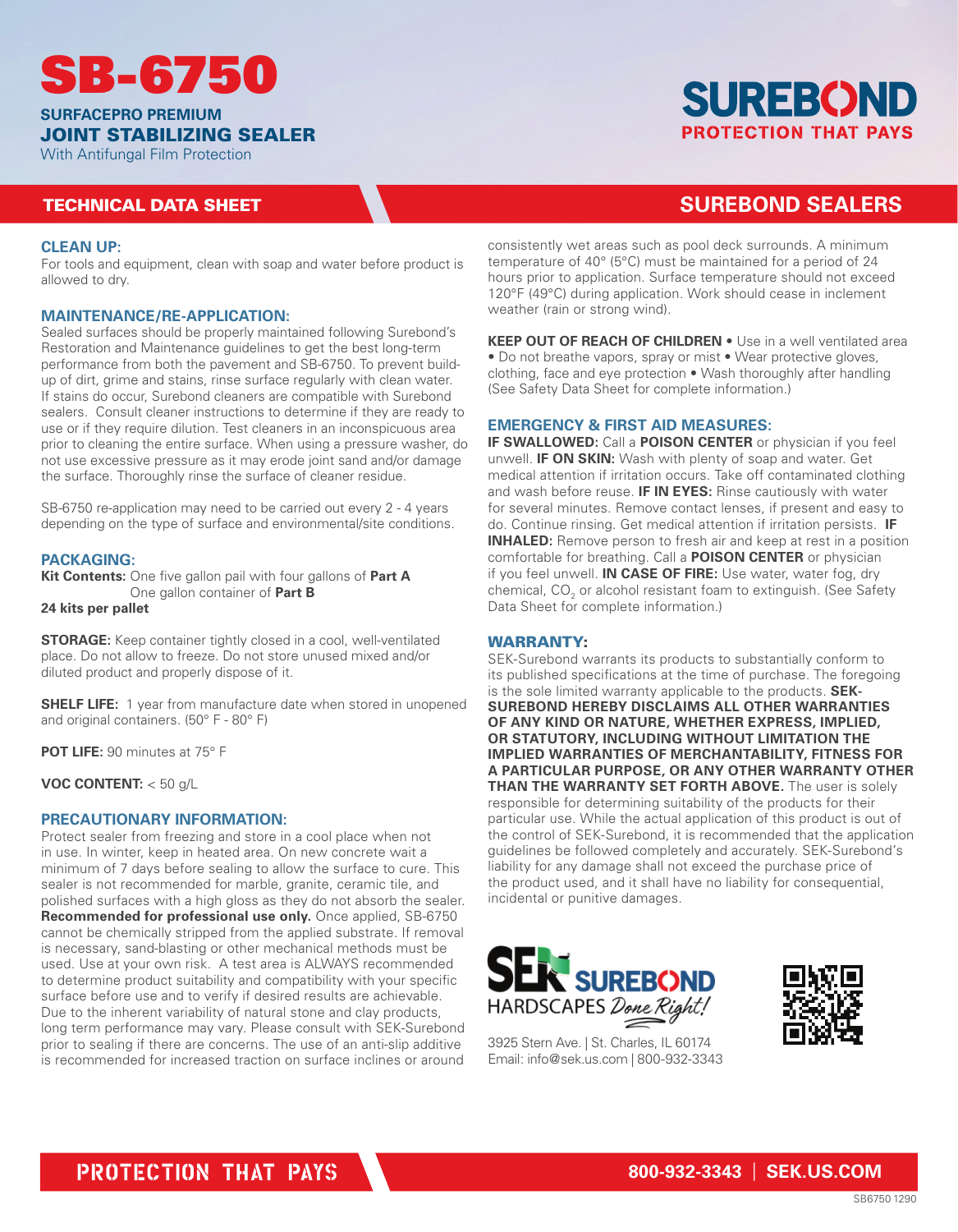# SB-6750

**SURFACEPRO PREMIUM**
**JOINT STABILIZING SEALER**
With Antifungal Film Protection

SUREBOND
PROTECTION THAT PAYS

## TECHNICAL DATA SHEET

## SUREBOND SEALERS

### CLEAN UP:

For tools and equipment, clean with soap and water before product is allowed to dry.

### MAINTENANCE/RE-APPLICATION:

Sealed surfaces should be properly maintained following Surebond's Restoration and Maintenance guidelines to get the best long-term performance from both the pavement and SB-6750. To prevent build-up of dirt, grime and stains, rinse surface regularly with clean water. If stains do occur, Surebond cleaners are compatible with Surebond sealers. Consult cleaner instructions to determine if they are ready to use or if they require dilution. Test cleaners in an inconspicuous area prior to cleaning the entire surface. When using a pressure washer, do not use excessive pressure as it may erode joint sand and/or damage the surface. Thoroughly rinse the surface of cleaner residue.

SB-6750 re-application may need to be carried out every 2 - 4 years depending on the type of surface and environmental/site conditions.

### PACKAGING:

**Kit Contents:** One five gallon pail with four gallons of **Part A**
One gallon container of **Part B**
**24 kits per pallet**

**STORAGE:** Keep container tightly closed in a cool, well-ventilated place. Do not allow to freeze. Do not store unused mixed and/or diluted product and properly dispose of it.

**SHELF LIFE:** 1 year from manufacture date when stored in unopened and original containers. (50° F - 80° F)

**POT LIFE:** 90 minutes at 75° F

**VOC CONTENT:** < 50 g/L

### PRECAUTIONARY INFORMATION:

Protect sealer from freezing and store in a cool place when not in use. In winter, keep in heated area. On new concrete wait a minimum of 7 days before sealing to allow the surface to cure. This sealer is not recommended for marble, granite, ceramic tile, and polished surfaces with a high gloss as they do not absorb the sealer. **Recommended for professional use only.** Once applied, SB-6750 cannot be chemically stripped from the applied substrate. If removal is necessary, sand-blasting or other mechanical methods must be used. Use at your own risk. A test area is ALWAYS recommended to determine product suitability and compatibility with your specific surface before use and to verify if desired results are achievable. Due to the inherent variability of natural stone and clay products, long term performance may vary. Please consult with SEK-Surebond prior to sealing if there are concerns. The use of an anti-slip additive is recommended for increased traction on surface inclines or around consistently wet areas such as pool deck surrounds. A minimum temperature of 40° (5°C) must be maintained for a period of 24 hours prior to application. Surface temperature should not exceed 120°F (49°C) during application. Work should cease in inclement weather (rain or strong wind).

**KEEP OUT OF REACH OF CHILDREN** • Use in a well ventilated area • Do not breathe vapors, spray or mist • Wear protective gloves, clothing, face and eye protection • Wash thoroughly after handling (See Safety Data Sheet for complete information.)

### EMERGENCY & FIRST AID MEASURES:

**IF SWALLOWED:** Call a **POISON CENTER** or physician if you feel unwell. **IF ON SKIN:** Wash with plenty of soap and water. Get medical attention if irritation occurs. Take off contaminated clothing and wash before reuse. **IF IN EYES:** Rinse cautiously with water for several minutes. Remove contact lenses, if present and easy to do. Continue rinsing. Get medical attention if irritation persists. **IF INHALED:** Remove person to fresh air and keep at rest in a position comfortable for breathing. Call a **POISON CENTER** or physician if you feel unwell. **IN CASE OF FIRE:** Use water, water fog, dry chemical, $CO_2$ or alcohol resistant foam to extinguish. (See Safety Data Sheet for complete information.)

### WARRANTY:

SEK-Surebond warrants its products to substantially conform to its published specifications at the time of purchase. The foregoing is the sole limited warranty applicable to the products. **SEK-SUREBOND HEREBY DISCLAIMS ALL OTHER WARRANTIES OF ANY KIND OR NATURE, WHETHER EXPRESS, IMPLIED, OR STATUTORY, INCLUDING WITHOUT LIMITATION THE IMPLIED WARRANTIES OF MERCHANTABILITY, FITNESS FOR A PARTICULAR PURPOSE, OR ANY OTHER WARRANTY OTHER THAN THE WARRANTY SET FORTH ABOVE.** The user is solely responsible for determining suitability of the products for their particular use. While the actual application of this product is out of the control of SEK-Surebond, it is recommended that the application guidelines be followed completely and accurately. SEK-Surebond's liability for any damage shall not exceed the purchase price of the product used, and it shall have no liability for consequential, incidental or punitive damages.

SEK SUREBOND HARDSCAPES *Done Right!*

3925 Stern Ave. | St. Charles, IL 60174
Email: info@sek.us.com | 800-932-3343

PROTECTION THAT PAYS

800-932-3343 | SEK.US.COM

SB6750 1290